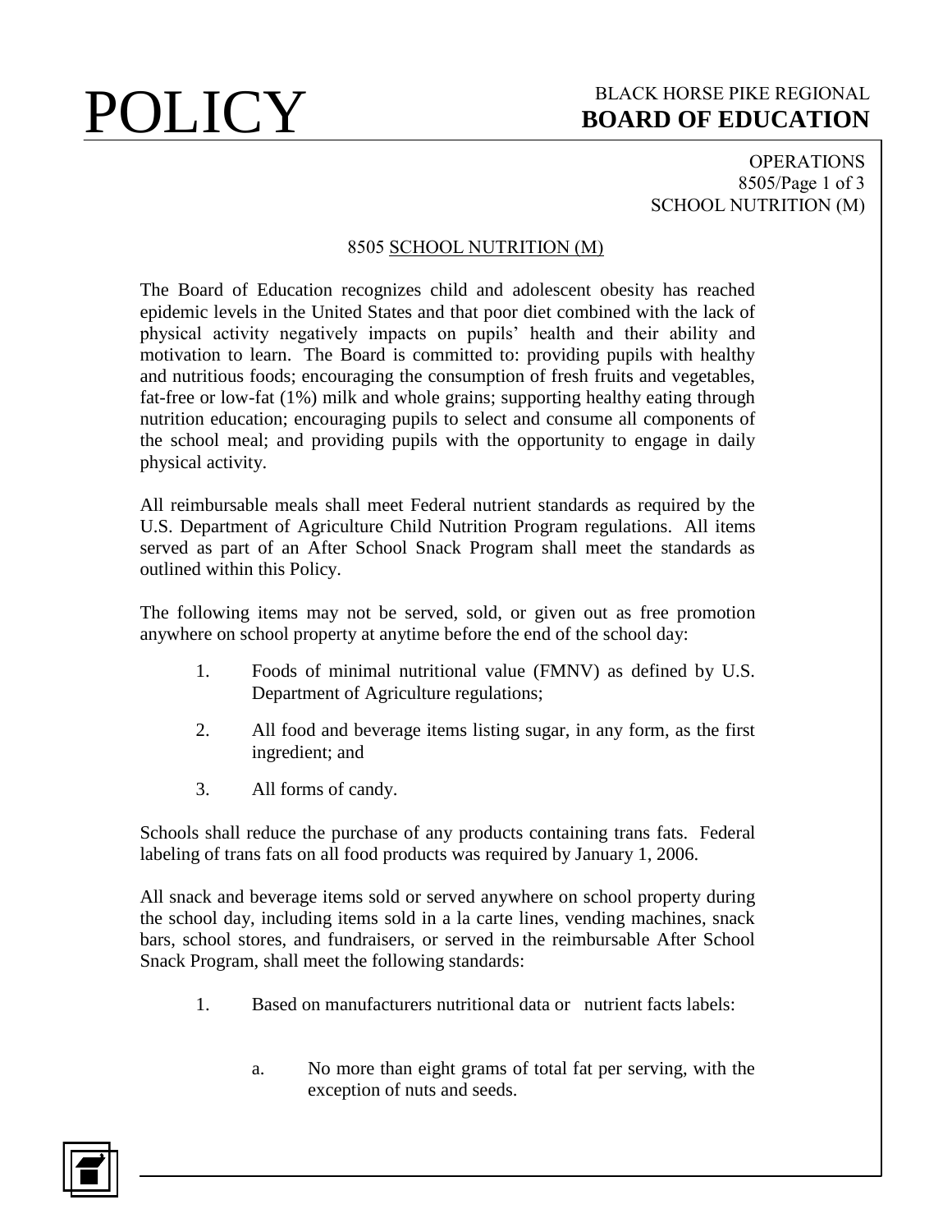# 8505 SCHOOL NUTRITION (M)

The Board of Education recognizes child and adolescent obesity has reached epidemic levels in the United States and that poor diet combined with the lack of physical activity negatively impacts on pupils' health and their ability and motivation to learn. The Board is committed to: providing pupils with healthy and nutritious foods; encouraging the consumption of fresh fruits and vegetables, fat-free or low-fat (1%) milk and whole grains; supporting healthy eating through nutrition education; encouraging pupils to select and consume all components of the school meal; and providing pupils with the opportunity to engage in daily physical activity.

All reimbursable meals shall meet Federal nutrient standards as required by the U.S. Department of Agriculture Child Nutrition Program regulations. All items served as part of an After School Snack Program shall meet the standards as outlined within this Policy.

The following items may not be served, sold, or given out as free promotion anywhere on school property at anytime before the end of the school day:

1. Foods of minimal nutritional value (FMNV) as defined by U.S. Department of Agriculture regulations;
2. All food and beverage items listing sugar, in any form, as the first ingredient; and
3. All forms of candy.

Schools shall reduce the purchase of any products containing trans fats. Federal labeling of trans fats on all food products was required by January 1, 2006.

All snack and beverage items sold or served anywhere on school property during the school day, including items sold in a la carte lines, vending machines, snack bars, school stores, and fundraisers, or served in the reimbursable After School Snack Program, shall meet the following standards:

1. Based on manufacturers nutritional data or nutrient facts labels:

    a. No more than eight grams of total fat per serving, with the exception of nuts and seeds.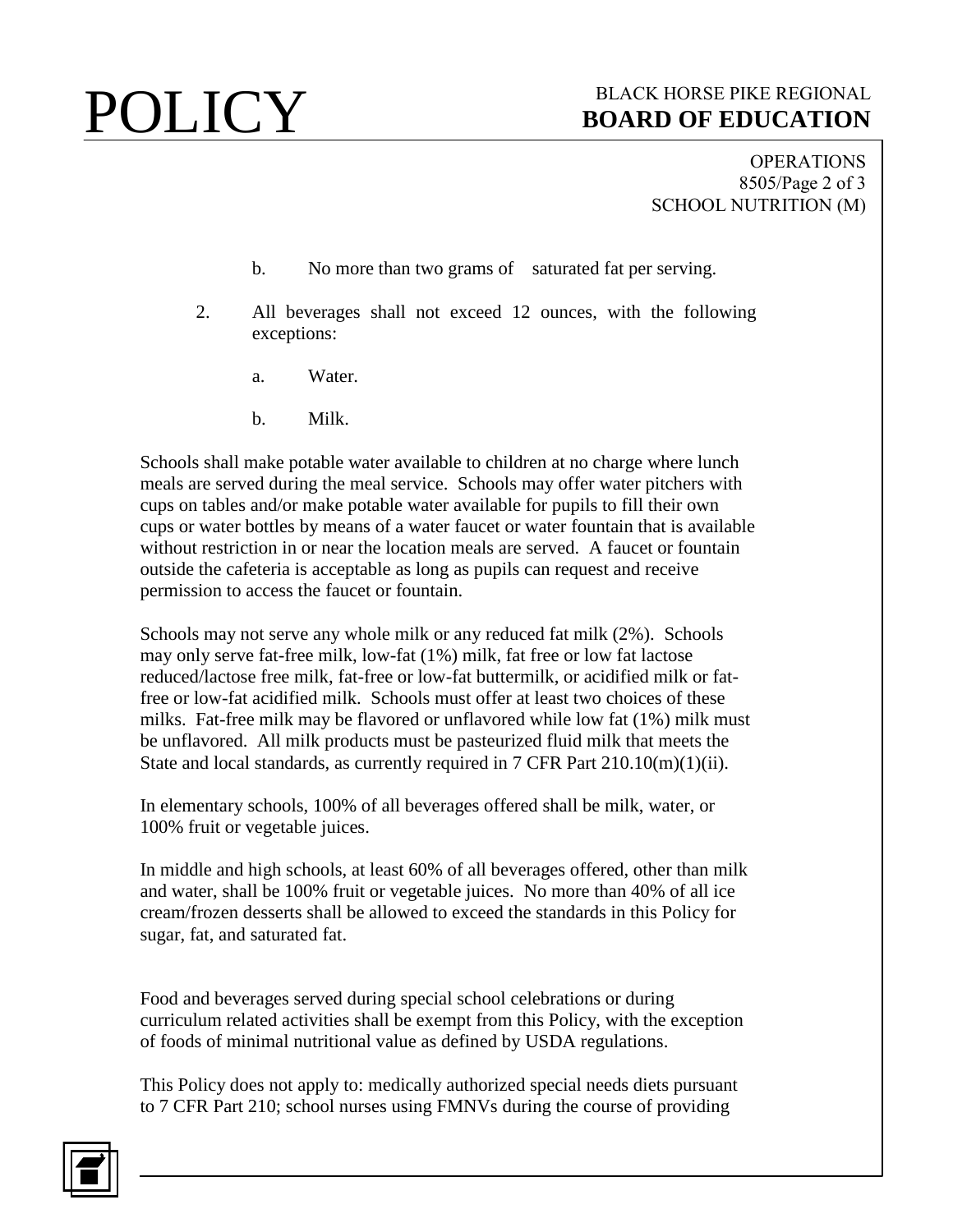b. No more than two grams of saturated fat per serving.

2. All beverages shall not exceed 12 ounces, with the following exceptions:

   a. Water.

   b. Milk.

Schools shall make potable water available to children at no charge where lunch meals are served during the meal service. Schools may offer water pitchers with cups on tables and/or make potable water available for pupils to fill their own cups or water bottles by means of a water faucet or water fountain that is available without restriction in or near the location meals are served. A faucet or fountain outside the cafeteria is acceptable as long as pupils can request and receive permission to access the faucet or fountain.

Schools may not serve any whole milk or any reduced fat milk (2%). Schools may only serve fat-free milk, low-fat (1%) milk, fat free or low fat lactose reduced/lactose free milk, fat-free or low-fat buttermilk, or acidified milk or fat-free or low-fat acidified milk. Schools must offer at least two choices of these milks. Fat-free milk may be flavored or unflavored while low fat (1%) milk must be unflavored. All milk products must be pasteurized fluid milk that meets the State and local standards, as currently required in 7 CFR Part 210.10(m)(1)(ii).

In elementary schools, 100% of all beverages offered shall be milk, water, or 100% fruit or vegetable juices.

In middle and high schools, at least 60% of all beverages offered, other than milk and water, shall be 100% fruit or vegetable juices. No more than 40% of all ice cream/frozen desserts shall be allowed to exceed the standards in this Policy for sugar, fat, and saturated fat.

Food and beverages served during special school celebrations or during curriculum related activities shall be exempt from this Policy, with the exception of foods of minimal nutritional value as defined by USDA regulations.

This Policy does not apply to: medically authorized special needs diets pursuant to 7 CFR Part 210; school nurses using FMNVs during the course of providing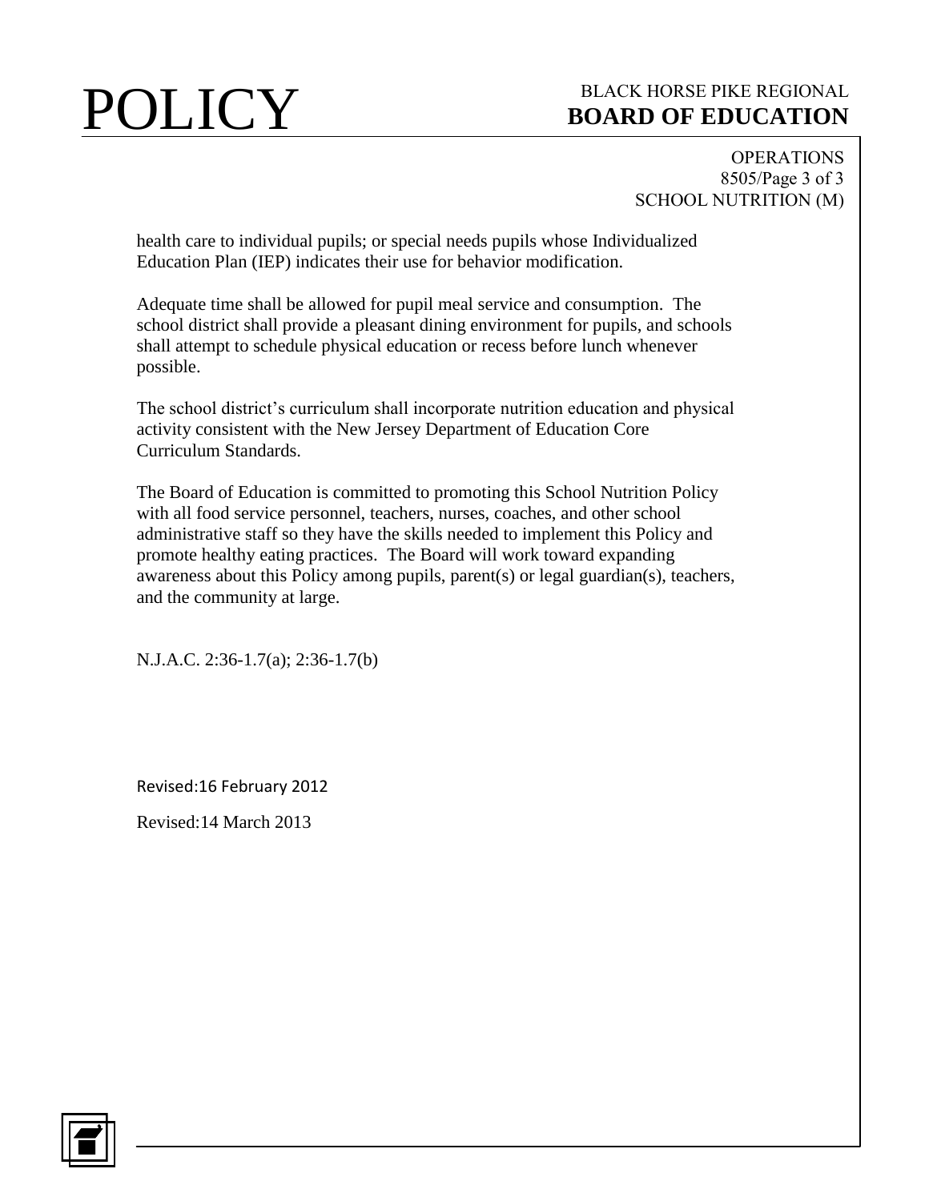health care to individual pupils; or special needs pupils whose Individualized Education Plan (IEP) indicates their use for behavior modification.

Adequate time shall be allowed for pupil meal service and consumption. The school district shall provide a pleasant dining environment for pupils, and schools shall attempt to schedule physical education or recess before lunch whenever possible.

The school district's curriculum shall incorporate nutrition education and physical activity consistent with the New Jersey Department of Education Core Curriculum Standards.

The Board of Education is committed to promoting this School Nutrition Policy with all food service personnel, teachers, nurses, coaches, and other school administrative staff so they have the skills needed to implement this Policy and promote healthy eating practices. The Board will work toward expanding awareness about this Policy among pupils, parent(s) or legal guardian(s), teachers, and the community at large.

N.J.A.C. 2:36-1.7(a); 2:36-1.7(b)

Revised:16 February 2012

Revised:14 March 2013